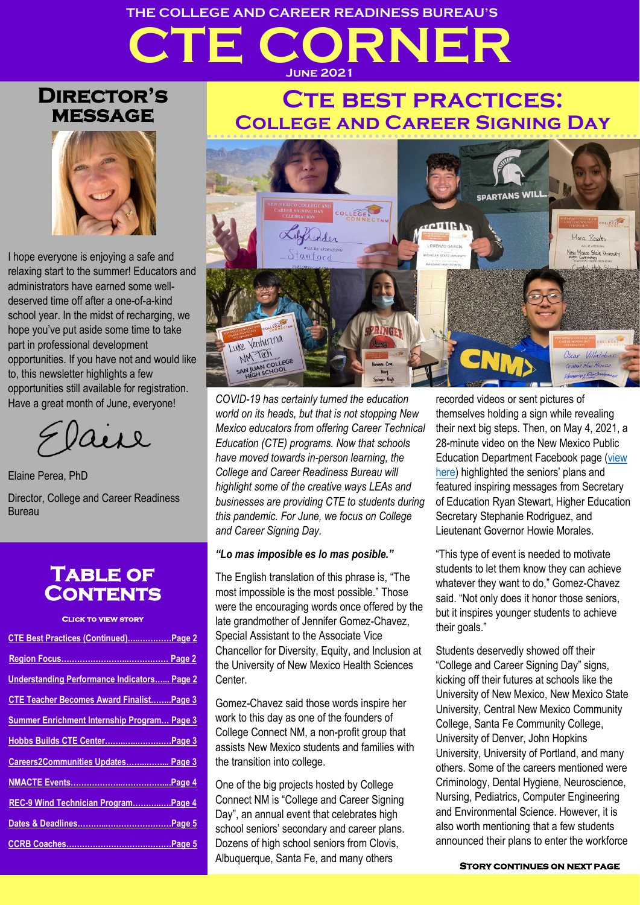THE COLLEGE AND CAREER READINESS BUREAU'S

# CTE CORNER

JUNE 2021

## DIRECTOR'S MESSAGE

I hope everyone is enjoying a safe and relaxing start to the summer! Educators and administrators have earned some well-deserved time off after a one-of-a-kind school year. In the midst of recharging, we hope you've put aside some time to take part in professional development opportunities. If you have not and would like to, this newsletter highlights a few opportunities still available for registration. Have a great month of June, everyone!

Elaine

Elaine Perea, PhD

Director, College and Career Readiness Bureau

## TABLE OF CONTENTS

CLICK TO VIEW STORY

- CTE Best Practices (Continued)..................Page 2
- Region Focus........................................... Page 2
- Understanding Performance Indicators...... Page 2
- CTE Teacher Becomes Award Finalist........Page 3
- Summer Enrichment Internship Program... Page 3
- Hobbs Builds CTE Center...........................Page 3
- Careers2Communities Updates.................. Page 3
- NMACTE Events.........................................Page 4
- REC-9 Wind Technician Program...............Page 4
- Dates & Deadlines......................................Page 5
- CCRB Coaches...........................................Page 5

## CTE BEST PRACTICES: COLLEGE AND CAREER SIGNING DAY

*COVID-19 has certainly turned the education world on its heads, but that is not stopping New Mexico educators from offering Career Technical Education (CTE) programs. Now that schools have moved towards in-person learning, the College and Career Readiness Bureau will highlight some of the creative ways LEAs and businesses are providing CTE to students during this pandemic. For June, we focus on College and Career Signing Day.*

***"Lo mas imposible es lo mas posible."***

The English translation of this phrase is, "The most impossible is the most possible." Those were the encouraging words once offered by the late grandmother of Jennifer Gomez-Chavez, Special Assistant to the Associate Vice Chancellor for Diversity, Equity, and Inclusion at the University of New Mexico Health Sciences Center.

Gomez-Chavez said those words inspire her work to this day as one of the founders of College Connect NM, a non-profit group that assists New Mexico students and families with the transition into college.

One of the big projects hosted by College Connect NM is "College and Career Signing Day", an annual event that celebrates high school seniors' secondary and career plans. Dozens of high school seniors from Clovis, Albuquerque, Santa Fe, and many others recorded videos or sent pictures of themselves holding a sign while revealing their next big steps. Then, on May 4, 2021, a 28-minute video on the New Mexico Public Education Department Facebook page (view here) highlighted the seniors' plans and featured inspiring messages from Secretary of Education Ryan Stewart, Higher Education Secretary Stephanie Rodriguez, and Lieutenant Governor Howie Morales.

"This type of event is needed to motivate students to let them know they can achieve whatever they want to do," Gomez-Chavez said. "Not only does it honor those seniors, but it inspires younger students to achieve their goals."

Students deservedly showed off their "College and Career Signing Day" signs, kicking off their futures at schools like the University of New Mexico, New Mexico State University, Central New Mexico Community College, Santa Fe Community College, University of Denver, John Hopkins University, University of Portland, and many others. Some of the careers mentioned were Criminology, Dental Hygiene, Neuroscience, Nursing, Pediatrics, Computer Engineering and Environmental Science. However, it is also worth mentioning that a few students announced their plans to enter the workforce

STORY CONTINUES ON NEXT PAGE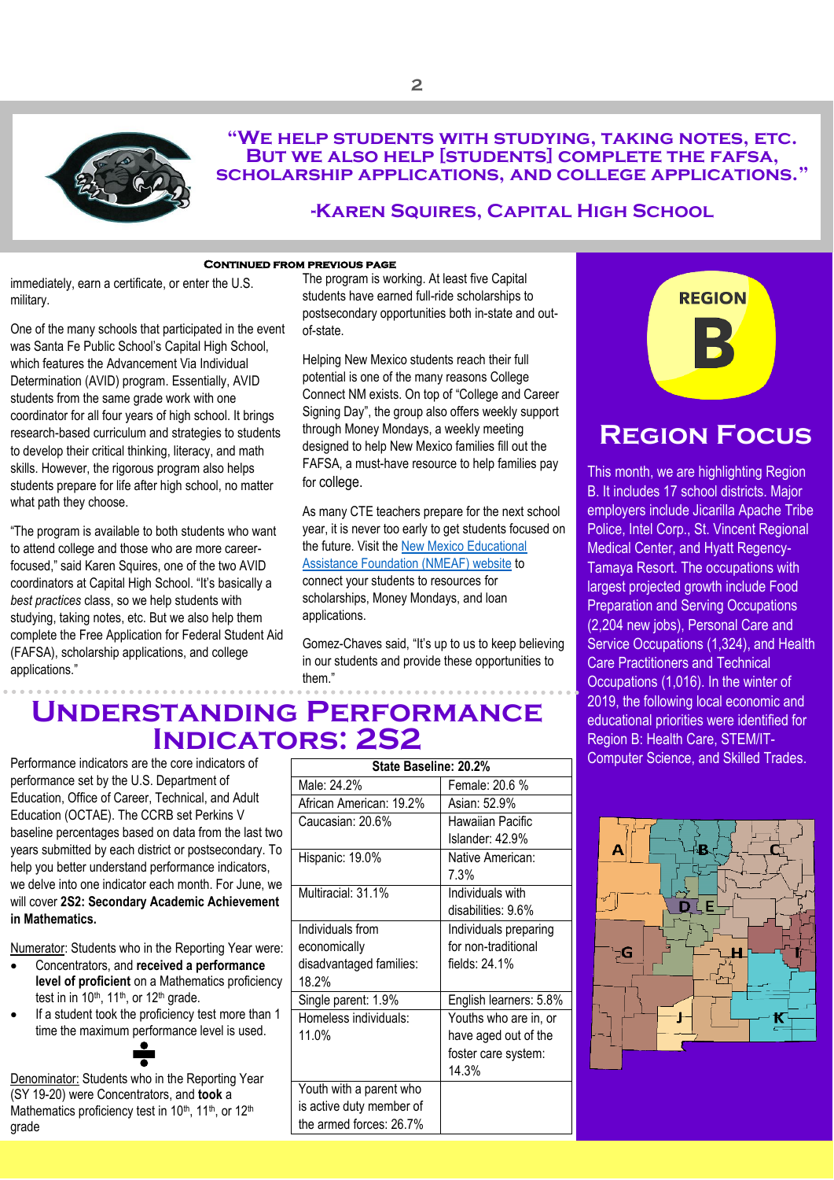> "We help students with studying, taking notes, etc. But we also help [students] complete the FAFSA, scholarship applications, and college applications."
>
> -Karen Squires, Capital High School

**Continued from previous page**

immediately, earn a certificate, or enter the U.S. military.

One of the many schools that participated in the event was Santa Fe Public School's Capital High School, which features the Advancement Via Individual Determination (AVID) program. Essentially, AVID students from the same grade work with one coordinator for all four years of high school. It brings research-based curriculum and strategies to students to develop their critical thinking, literacy, and math skills. However, the rigorous program also helps students prepare for life after high school, no matter what path they choose.

"The program is available to both students who want to attend college and those who are more career-focused," said Karen Squires, one of the two AVID coordinators at Capital High School. "It's basically a *best practices* class, so we help students with studying, taking notes, etc. But we also help them complete the Free Application for Federal Student Aid (FAFSA), scholarship applications, and college applications."

The program is working. At least five Capital students have earned full-ride scholarships to postsecondary opportunities both in-state and out-of-state.

Helping New Mexico students reach their full potential is one of the many reasons College Connect NM exists. On top of "College and Career Signing Day", the group also offers weekly support through Money Mondays, a weekly meeting designed to help New Mexico families fill out the FAFSA, a must-have resource to help families pay for college.

As many CTE teachers prepare for the next school year, it is never too early to get students focused on the future. Visit the [New Mexico Educational Assistance Foundation (NMEAF) website] to connect your students to resources for scholarships, Money Mondays, and loan applications.

Gomez-Chaves said, "It's up to us to keep believing in our students and provide these opportunities to them."

# Understanding Performance Indicators: 2S2

Performance indicators are the core indicators of performance set by the U.S. Department of Education, Office of Career, Technical, and Adult Education (OCTAE). The CCRB set Perkins V baseline percentages based on data from the last two years submitted by each district or postsecondary. To help you better understand performance indicators, we delve into one indicator each month. For June, we will cover **2S2: Secondary Academic Achievement in Mathematics.**

Numerator: Students who in the Reporting Year were:

- Concentrators, and **received a performance level of proficient** on a Mathematics proficiency test in in 10th, 11th, or 12th grade.
- If a student took the proficiency test more than 1 time the maximum performance level is used.

÷

Denominator: Students who in the Reporting Year (SY 19-20) were Concentrators, and **took** a Mathematics proficiency test in 10th, 11th, or 12th grade

| State Baseline: 20.2% | |
|---|---|
| Male: 24.2% | Female: 20.6 % |
| African American: 19.2% | Asian: 52.9% |
| Caucasian: 20.6% | Hawaiian Pacific Islander: 42.9% |
| Hispanic: 19.0% | Native American: 7.3% |
| Multiracial: 31.1% | Individuals with disabilities: 9.6% |
| Individuals from economically disadvantaged families: 18.2% | Individuals preparing for non-traditional fields: 24.1% |
| Single parent: 1.9% | English learners: 5.8% |
| Homeless individuals: 11.0% | Youths who are in, or have aged out of the foster care system: 14.3% |
| Youth with a parent who is active duty member of the armed forces: 26.7% | |

## Region B

## Region Focus

This month, we are highlighting Region B. It includes 17 school districts. Major employers include Jicarilla Apache Tribe Police, Intel Corp., St. Vincent Regional Medical Center, and Hyatt Regency-Tamaya Resort. The occupations with largest projected growth include Food Preparation and Serving Occupations (2,204 new jobs), Personal Care and Service Occupations (1,324), and Health Care Practitioners and Technical Occupations (1,016). In the winter of 2019, the following local economic and educational priorities were identified for Region B: Health Care, STEM/IT-Computer Science, and Skilled Trades.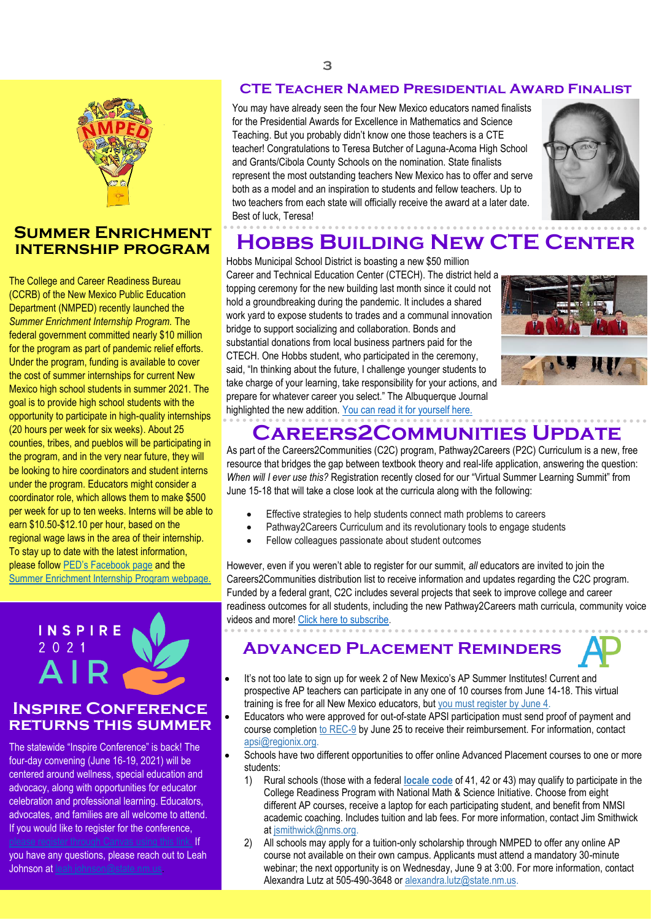## Summer Enrichment Internship Program

The College and Career Readiness Bureau (CCRB) of the New Mexico Public Education Department (NMPED) recently launched the *Summer Enrichment Internship Program.* The federal government committed nearly $10 million for the program as part of pandemic relief efforts. Under the program, funding is available to cover the cost of summer internships for current New Mexico high school students in summer 2021. The goal is to provide high school students with the opportunity to participate in high-quality internships (20 hours per week for six weeks). About 25 counties, tribes, and pueblos will be participating in the program, and in the very near future, they will be looking to hire coordinators and student interns under the program. Educators might consider a coordinator role, which allows them to make $500 per week for up to ten weeks. Interns will be able to earn $10.50-$12.10 per hour, based on the regional wage laws in the area of their internship. To stay up to date with the latest information, please follow PED's Facebook page and the Summer Enrichment Internship Program webpage.

INSPIRE 2021 AIR

## Inspire Conference Returns This Summer

The statewide "Inspire Conference" is back! The four-day convening (June 16-19, 2021) will be centered around wellness, special education and advocacy, along with opportunities for educator celebration and professional learning. Educators, advocates, and families are all welcome to attend. If you would like to register for the conference, please register through Canvas using this link. If you have any questions, please reach out to Leah Johnson at leah.johnson@state.nm.us.

## CTE Teacher Named Presidential Award Finalist

You may have already seen the four New Mexico educators named finalists for the Presidential Awards for Excellence in Mathematics and Science Teaching. But you probably didn't know one those teachers is a CTE teacher! Congratulations to Teresa Butcher of Laguna-Acoma High School and Grants/Cibola County Schools on the nomination. State finalists represent the most outstanding teachers New Mexico has to offer and serve both as a model and an inspiration to students and fellow teachers. Up to two teachers from each state will officially receive the award at a later date. Best of luck, Teresa!

## Hobbs Building New CTE Center

Hobbs Municipal School District is boasting a new $50 million Career and Technical Education Center (CTECH). The district held a topping ceremony for the new building last month since it could not hold a groundbreaking during the pandemic. It includes a shared work yard to expose students to trades and a communal innovation bridge to support socializing and collaboration. Bonds and substantial donations from local business partners paid for the CTECH. One Hobbs student, who participated in the ceremony, said, "In thinking about the future, I challenge younger students to take charge of your learning, take responsibility for your actions, and prepare for whatever career you select." The Albuquerque Journal highlighted the new addition. You can read it for yourself here.

## Careers2Communities Update

As part of the Careers2Communities (C2C) program, Pathway2Careers (P2C) Curriculum is a new, free resource that bridges the gap between textbook theory and real-life application, answering the question: *When will I ever use this?* Registration recently closed for our "Virtual Summer Learning Summit" from June 15-18 that will take a close look at the curricula along with the following:

- Effective strategies to help students connect math problems to careers
- Pathway2Careers Curriculum and its revolutionary tools to engage students
- Fellow colleagues passionate about student outcomes

However, even if you weren't able to register for our summit, *all* educators are invited to join the Careers2Communities distribution list to receive information and updates regarding the C2C program. Funded by a federal grant, C2C includes several projects that seek to improve college and career readiness outcomes for all students, including the new Pathway2Careers math curricula, community voice videos and more! Click here to subscribe.

## Advanced Placement Reminders

- It's not too late to sign up for week 2 of New Mexico's AP Summer Institutes! Current and prospective AP teachers can participate in any one of 10 courses from June 14-18. This virtual training is free for all New Mexico educators, but you must register by June 4.
- Educators who were approved for out-of-state APSI participation must send proof of payment and course completion to REC-9 by June 25 to receive their reimbursement. For information, contact apsi@regionix.org.
- Schools have two different opportunities to offer online Advanced Placement courses to one or more students:
  1) Rural schools (those with a federal **locale code** of 41, 42 or 43) may qualify to participate in the College Readiness Program with National Math & Science Initiative. Choose from eight different AP courses, receive a laptop for each participating student, and benefit from NMSI academic coaching. Includes tuition and lab fees. For more information, contact Jim Smithwick at jsmithwick@nms.org.
  2) All schools may apply for a tuition-only scholarship through NMPED to offer any online AP course not available on their own campus. Applicants must attend a mandatory 30-minute webinar; the next opportunity is on Wednesday, June 9 at 3:00. For more information, contact Alexandra Lutz at 505-490-3648 or alexandra.lutz@state.nm.us.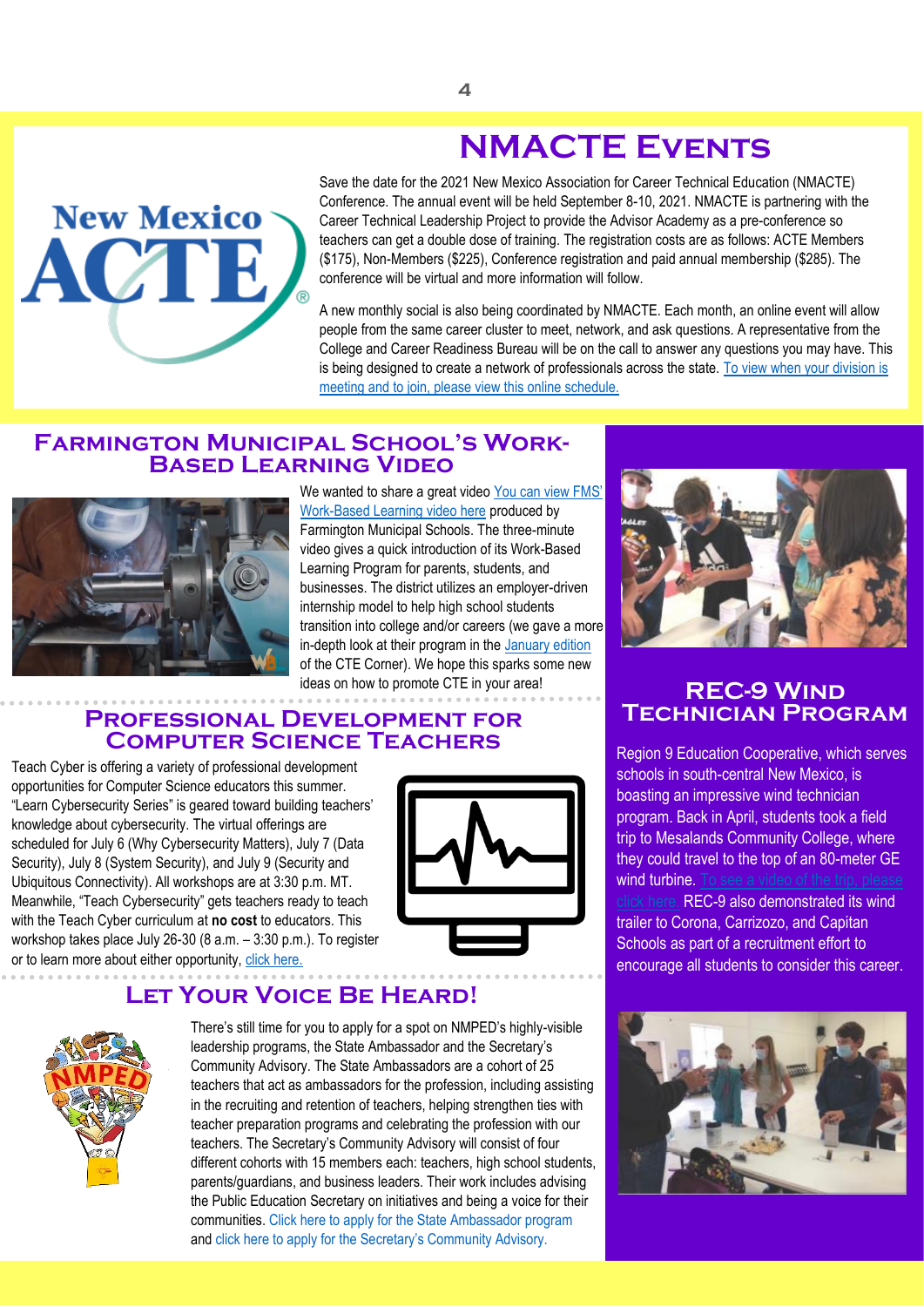# NMACTE Events

Save the date for the 2021 New Mexico Association for Career Technical Education (NMACTE) Conference. The annual event will be held September 8-10, 2021. NMACTE is partnering with the Career Technical Leadership Project to provide the Advisor Academy as a pre-conference so teachers can get a double dose of training. The registration costs are as follows: ACTE Members ($175), Non-Members ($225), Conference registration and paid annual membership ($285). The conference will be virtual and more information will follow.

A new monthly social is also being coordinated by NMACTE. Each month, an online event will allow people from the same career cluster to meet, network, and ask questions. A representative from the College and Career Readiness Bureau will be on the call to answer any questions you may have. This is being designed to create a network of professionals across the state. To view when your division is meeting and to join, please view this online schedule.

## Farmington Municipal School's Work-Based Learning Video

We wanted to share a great video You can view FMS' Work-Based Learning video here produced by Farmington Municipal Schools. The three-minute video gives a quick introduction of its Work-Based Learning Program for parents, students, and businesses. The district utilizes an employer-driven internship model to help high school students transition into college and/or careers (we gave a more in-depth look at their program in the January edition of the CTE Corner). We hope this sparks some new ideas on how to promote CTE in your area!

## Professional Development for Computer Science Teachers

Teach Cyber is offering a variety of professional development opportunities for Computer Science educators this summer. "Learn Cybersecurity Series" is geared toward building teachers' knowledge about cybersecurity. The virtual offerings are scheduled for July 6 (Why Cybersecurity Matters), July 7 (Data Security), July 8 (System Security), and July 9 (Security and Ubiquitous Connectivity). All workshops are at 3:30 p.m. MT. Meanwhile, "Teach Cybersecurity" gets teachers ready to teach with the Teach Cyber curriculum at **no cost** to educators. This workshop takes place July 26-30 (8 a.m. – 3:30 p.m.). To register or to learn more about either opportunity, click here.

## Let Your Voice Be Heard!

There's still time for you to apply for a spot on NMPED's highly-visible leadership programs, the State Ambassador and the Secretary's Community Advisory. The State Ambassadors are a cohort of 25 teachers that act as ambassadors for the profession, including assisting in the recruiting and retention of teachers, helping strengthen ties with teacher preparation programs and celebrating the profession with our teachers. The Secretary's Community Advisory will consist of four different cohorts with 15 members each: teachers, high school students, parents/guardians, and business leaders. Their work includes advising the Public Education Secretary on initiatives and being a voice for their communities. Click here to apply for the State Ambassador program and click here to apply for the Secretary's Community Advisory.

## REC-9 Wind Technician Program

Region 9 Education Cooperative, which serves schools in south-central New Mexico, is boasting an impressive wind technician program. Back in April, students took a field trip to Mesalands Community College, where they could travel to the top of an 80-meter GE wind turbine. To see a video of the trip, please click here. REC-9 also demonstrated its wind trailer to Corona, Carrizozo, and Capitan Schools as part of a recruitment effort to encourage all students to consider this career.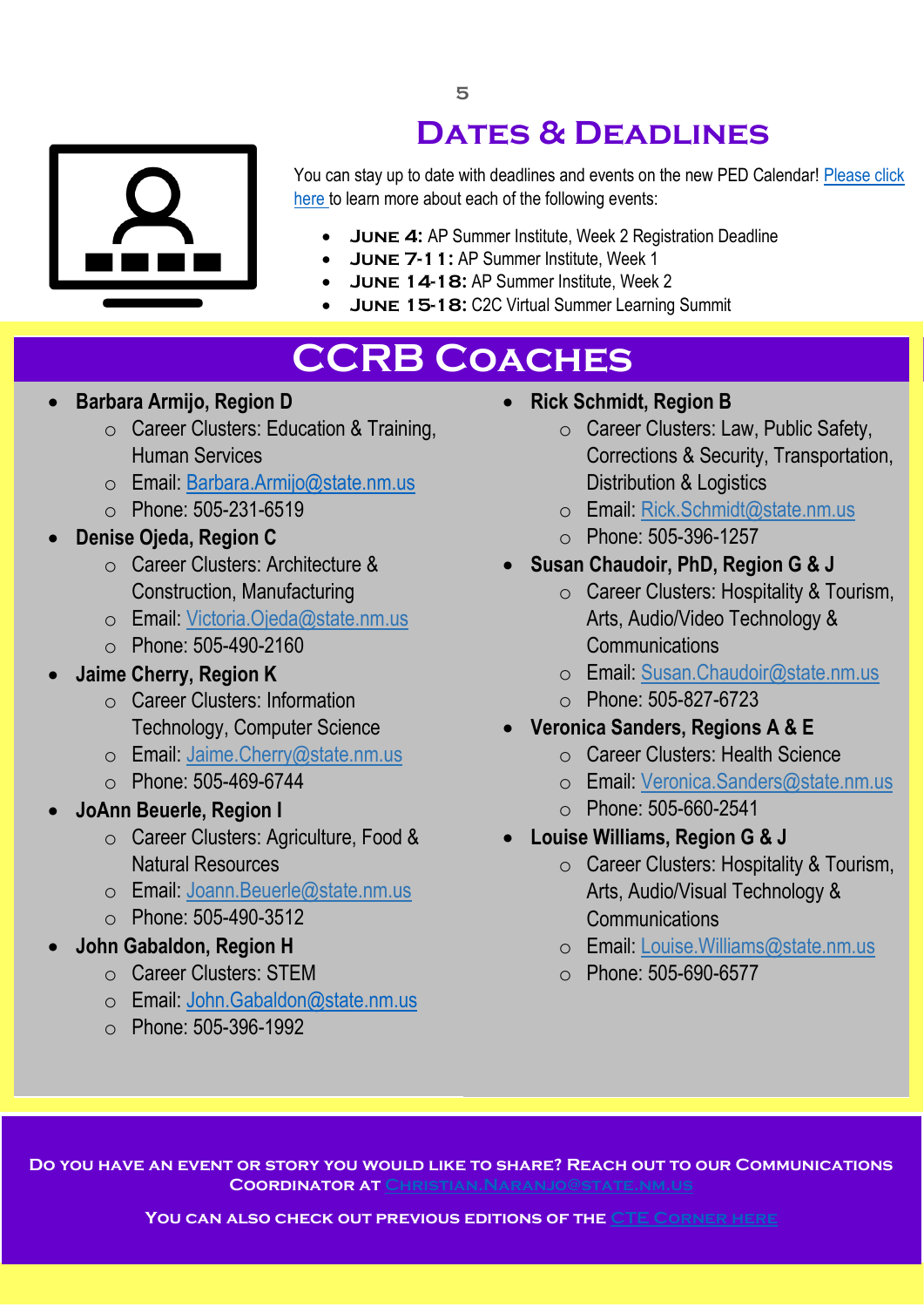## Dates & Deadlines

You can stay up to date with deadlines and events on the new PED Calendar! [Please click here](#) to learn more about each of the following events:

- **June 4:** AP Summer Institute, Week 2 Registration Deadline
- **June 7-11:** AP Summer Institute, Week 1
- **June 14-18:** AP Summer Institute, Week 2
- **June 15-18:** C2C Virtual Summer Learning Summit

# CCRB Coaches

- **Barbara Armijo, Region D**
  - Career Clusters: Education & Training, Human Services
  - Email: Barbara.Armijo@state.nm.us
  - Phone: 505-231-6519
- **Denise Ojeda, Region C**
  - Career Clusters: Architecture & Construction, Manufacturing
  - Email: Victoria.Ojeda@state.nm.us
  - Phone: 505-490-2160
- **Jaime Cherry, Region K**
  - Career Clusters: Information Technology, Computer Science
  - Email: Jaime.Cherry@state.nm.us
  - Phone: 505-469-6744
- **JoAnn Beuerle, Region I**
  - Career Clusters: Agriculture, Food & Natural Resources
  - Email: Joann.Beuerle@state.nm.us
  - Phone: 505-490-3512
- **John Gabaldon, Region H**
  - Career Clusters: STEM
  - Email: John.Gabaldon@state.nm.us
  - Phone: 505-396-1992
- **Rick Schmidt, Region B**
  - Career Clusters: Law, Public Safety, Corrections & Security, Transportation, Distribution & Logistics
  - Email: Rick.Schmidt@state.nm.us
  - Phone: 505-396-1257
- **Susan Chaudoir, PhD, Region G & J**
  - Career Clusters: Hospitality & Tourism, Arts, Audio/Video Technology & Communications
  - Email: Susan.Chaudoir@state.nm.us
  - Phone: 505-827-6723
- **Veronica Sanders, Regions A & E**
  - Career Clusters: Health Science
  - Email: Veronica.Sanders@state.nm.us
  - Phone: 505-660-2541
- **Louise Williams, Region G & J**
  - Career Clusters: Hospitality & Tourism, Arts, Audio/Visual Technology & Communications
  - Email: Louise.Williams@state.nm.us
  - Phone: 505-690-6577

**Do you have an event or story you would like to share? Reach out to our Communications Coordinator at Christian.Naranjo@state.nm.us**

**You can also check out previous editions of the [CTE Corner here](#)**